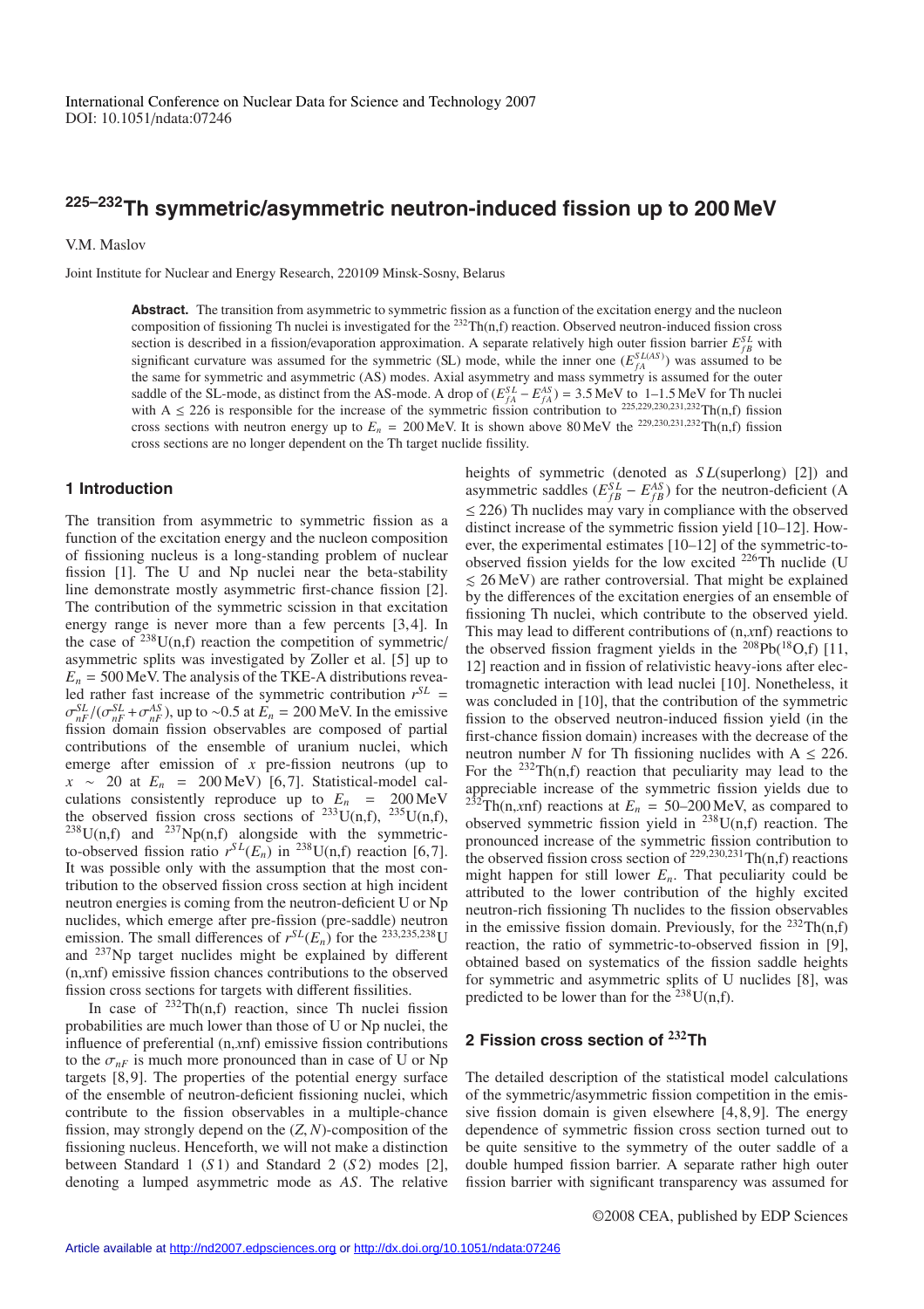International Conference on Nuclear Data for Science and Technology 2007
DOI: 10.1051/ndata:07246

# $^{225-232}$Th symmetric/asymmetric neutron-induced fission up to 200 MeV

V.M. Maslov

Joint Institute for Nuclear and Energy Research, 220109 Minsk-Sosny, Belarus

**Abstract.** The transition from asymmetric to symmetric fission as a function of the excitation energy and the nucleon composition of fissioning Th nuclei is investigated for the $^{232}$Th(n,f) reaction. Observed neutron-induced fission cross section is described in a fission/evaporation approximation. A separate relatively high outer fission barrier $E_{fB}^{SL}$ with significant curvature was assumed for the symmetric (SL) mode, while the inner one ($E_{fA}^{SL(AS)}$) was assumed to be the same for symmetric and asymmetric (AS) modes. Axial asymmetry and mass symmetry is assumed for the outer saddle of the SL-mode, as distinct from the AS-mode. A drop of $(E_{fA}^{SL} - E_{fA}^{AS})$ = 3.5 MeV to 1–1.5 MeV for Th nuclei with A ≤ 226 is responsible for the increase of the symmetric fission contribution to $^{225,229,230,231,232}$Th(n,f) fission cross sections with neutron energy up to $E_n$ = 200 MeV. It is shown above 80 MeV the $^{229,230,231,232}$Th(n,f) fission cross sections are no longer dependent on the Th target nuclide fissility.

## 1 Introduction

The transition from asymmetric to symmetric fission as a function of the excitation energy and the nucleon composition of fissioning nucleus is a long-standing problem of nuclear fission [1]. The U and Np nuclei near the beta-stability line demonstrate mostly asymmetric first-chance fission [2]. The contribution of the symmetric scission in that excitation energy range is never more than a few percents [3,4]. In the case of $^{238}$U(n,f) reaction, the competition of symmetric/asymmetric splits was investigated by Zoller et al. [5] up to $E_n$ = 500 MeV. The analysis of the TKE-A distributions revealed rather fast increase of the symmetric contribution $r^{SL} = \sigma_{nF}^{SL}/(\sigma_{nF}^{SL} + \sigma_{nF}^{AS})$, up to ∼0.5 at $E_n$ = 200 MeV. In the emissive fission domain fission observables are composed of partial contributions of the ensemble of uranium nuclei, which emerge after emission of $x$ pre-fission neutrons (up to $x$ ∼ 20 at $E_n$ = 200 MeV) [6,7]. Statistical-model calculations consistently reproduce up to $E_n$ = 200 MeV the observed fission cross sections of $^{233}$U(n,f), $^{235}$U(n,f), $^{238}$U(n,f) and $^{237}$Np(n,f) alongside with the symmetric-to-observed fission ratio $r^{SL}(E_n)$ in $^{238}$U(n,f) reaction [6,7]. It was possible only with the assumption that the most contribution to the observed fission cross section at high incident neutron energies is coming from the neutron-deficient U or Np nuclides, which emerge after pre-fission (pre-saddle) neutron emission. The small differences of $r^{SL}(E_n)$ for the $^{233,235,238}$U and $^{237}$Np target nuclides might be explained by different (n,$x$nf) emissive fission chances contributions to the observed fission cross sections for targets with different fissilities.

In case of $^{232}$Th(n,f) reaction, since Th nuclei fission probabilities are much lower than those of U or Np nuclei, the influence of preferential (n,$x$nf) emissive fission contributions to the $\sigma_{nF}$ is much more pronounced than in case of U or Np targets [8,9]. The properties of the potential energy surface of the ensemble of neutron-deficient fissioning nuclei, which contribute to the fission observables in a multiple-chance fission, may strongly depend on the $(Z, N)$-composition of the fissioning nucleus. Henceforth, we will not make a distinction between Standard 1 ($S1$) and Standard 2 ($S2$) modes [2], denoting a lumped asymmetric mode as $AS$. The relative heights of symmetric (denoted as $SL$(superlong) [2]) and asymmetric saddles $(E_{fB}^{SL} - E_{fB}^{AS})$ for the neutron-deficient (A ≤ 226) Th nuclides may vary in compliance with the observed distinct increase of the symmetric fission yield [10–12]. However, the experimental estimates [10–12] of the symmetric-to-observed fission yields for the low excited $^{226}$Th nuclide (U ≲ 26 MeV) are rather controversial. That might be explained by the differences of the excitation energies of an ensemble of fissioning Th nuclei, which contribute to the observed yield. This may lead to different contributions of (n,$x$nf) reactions to the observed fission fragment yields in the $^{208}$Pb($^{18}$O,f) [11, 12] reaction and in fission of relativistic heavy-ions after electromagnetic interaction with lead nuclei [10]. Nonetheless, it was concluded in [10], that the contribution of the symmetric fission to the observed neutron-induced fission yield (in the first-chance fission domain) increases with the decrease of the neutron number $N$ for Th fissioning nuclides with A ≤ 226. For the $^{232}$Th(n,f) reaction that peculiarity may lead to the appreciable increase of the symmetric fission yields due to $^{232}$Th(n,$x$nf) reactions at $E_n$ = 50–200 MeV, as compared to observed symmetric fission yield in $^{238}$U(n,f) reaction. The pronounced increase of the symmetric fission contribution to the observed fission cross section of $^{229,230,231}$Th(n,f) reactions might happen for still lower $E_n$. That peculiarity could be attributed to the lower contribution of the highly excited neutron-rich fissioning Th nuclides to the fission observables in the emissive fission domain. Previously, for the $^{232}$Th(n,f) reaction, the ratio of symmetric-to-observed fission in [9], obtained based on systematics of the fission saddle heights for symmetric and asymmetric splits of U nuclides [8], was predicted to be lower than for the $^{238}$U(n,f).

## 2 Fission cross section of $^{232}$Th

The detailed description of the statistical model calculations of the symmetric/asymmetric fission competition in the emissive fission domain is given elsewhere [4,8,9]. The energy dependence of symmetric fission cross section turned out to be quite sensitive to the symmetry of the outer saddle of a double humped fission barrier. A separate rather high outer fission barrier with significant transparency was assumed for

©2008 CEA, published by EDP Sciences

Article available at http://nd2007.edpsciences.org or http://dx.doi.org/10.1051/ndata:07246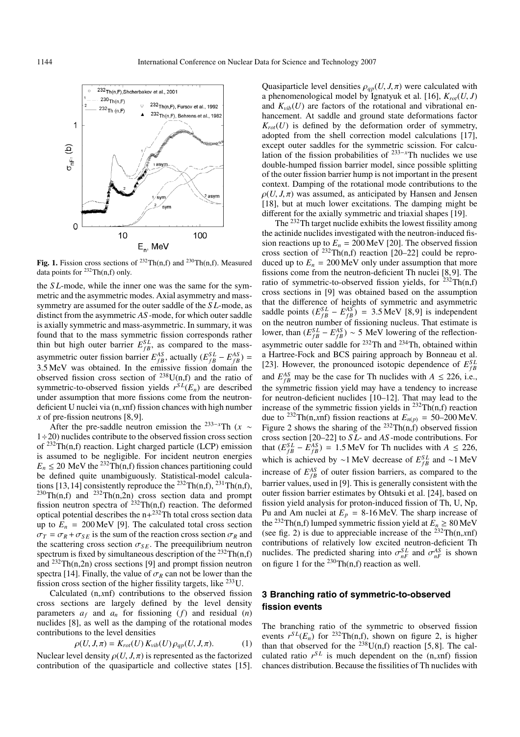**Fig. 1.** Fission cross sections of $^{232}$Th(n,f) and $^{230}$Th(n,f). Measured data points for $^{232}$Th(n,f) only.

the $SL$-mode, while the inner one was the same for the symmetric and the asymmetric modes. Axial asymmetry and mass-symmetry are assumed for the outer saddle of the $SL$-mode, as distinct from the asymmetric $AS$-mode, for which outer saddle is axially symmetric and mass-asymmetric. In summary, it was found that to the mass symmetric fission corresponds rather thin but high outer barrier $E_{fB}^{SL}$, as compared to the mass-asymmetric outer fission barrier $E_{fB}^{AS}$, actually $(E_{fB}^{SL} - E_{fB}^{AS}) =$ 3.5 MeV was obtained. In the emissive fission domain the observed fission cross section of $^{238}$U(n,f) and the ratio of symmetric-to-observed fission yields $r^{SL}(E_n)$ are described under assumption that more fissions come from the neutron-deficient U nuclei via (n,$x$nf) fission chances with high number $x$ of pre-fission neutrons [8,9].

After the pre-saddle neutron emission the $^{233-x}$Th ($x \sim 1 \div 20$) nuclides contribute to the observed fission cross section of $^{232}$Th(n,f) reaction. Light charged particle (LCP) emission is assumed to be negligible. For incident neutron energies $E_n \leq 20$ MeV the $^{232}$Th(n,f) fission chances partitioning could be defined quite unambiguously. Statistical-model calculations [13,14] consistently reproduce the $^{232}$Th(n,f), $^{231}$Th(n,f), $^{230}$Th(n,f) and $^{232}$Th(n,2n) cross section data and prompt fission neutron spectra of $^{232}$Th(n,f) reaction. The deformed optical potential describes the n+$^{232}$Th total cross section data up to $E_n = 200$ MeV [9]. The calculated total cross section $\sigma_T = \sigma_R + \sigma_{SE}$ is the sum of the reaction cross section $\sigma_R$ and the scattering cross section $\sigma_{SE}$. The preequilibrium neutron spectrum is fixed by simultaneous description of the $^{232}$Th(n,f) and $^{232}$Th(n,2n) cross sections [9] and prompt fission neutron spectra [14]. Finally, the value of $\sigma_R$ can not be lower than the fission cross section of the higher fissility targets, like $^{233}$U.

Calculated (n,$x$nf) contributions to the observed fission cross sections are largely defined by the level density parameters $a_f$ and $a_n$ for fissioning ($f$) and residual ($n$) nuclides [8], as well as the damping of the rotational modes contributions to the level densities

$$\rho(U, J, \pi) = K_{rot}(U)\, K_{vib}(U)\, \rho_{qp}(U, J, \pi). \quad (1)$$

Nuclear level density $\rho(U, J, \pi)$ is represented as the factorized contribution of the quasiparticle and collective states [15]. Quasiparticle level densities $\rho_{qp}(U, J, \pi)$ were calculated with a phenomenological model by Ignatyuk et al. [16], $K_{rot}(U, J)$ and $K_{vib}(U)$ are factors of the rotational and vibrational enhancement. At saddle and ground state deformations factor $K_{rot}(U)$ is defined by the deformation order of symmetry, adopted from the shell correction model calculations [17], except outer saddles for the symmetric scission. For calculation of the fission probabilities of $^{233-x}$Th nuclides we use double-humped fission barrier model, since possible splitting of the outer fission barrier hump is not important in the present context. Damping of the rotational mode contributions to the $\rho(U, J, \pi)$ was assumed, as anticipated by Hansen and Jensen [18], but at much lower excitations. The damping might be different for the axially symmetric and triaxial shapes [19].

The $^{232}$Th target nuclide exhibits the lowest fissility among the actinide nuclides investigated with the neutron-induced fission reactions up to $E_n = 200$ MeV [20]. The observed fission cross section of $^{232}$Th(n,f) reaction [20–22] could be reproduced up to $E_n = 200$ MeV only under assumption that more fissions come from the neutron-deficient Th nuclei [8,9]. The ratio of symmetric-to-observed fission yields, for $^{232}$Th(n,f) cross sections in [9] was obtained based on the assumption that the difference of heights of symmetric and asymmetric saddle points $(E_{fB}^{SL} - E_{fB}^{AS}) = 3.5$ MeV [8,9] is independent on the neutron number of fissioning nucleus. That estimate is lower, than $(E_{fB}^{SL} - E_{fB}^{AS}) \sim 5$ MeV lowering of the reflection-asymmetric outer saddle for $^{232}$Th and $^{234}$Th, obtained within a Hartree-Fock and BCS pairing approach by Bonneau et al. [23]. However, the pronounced isotopic dependence of $E_{fB}^{SL}$ and $E_{fB}^{AS}$ may be the case for Th nuclides with $A \leq 226$, i.e., the symmetric fission yield may have a tendency to increase for neutron-deficient nuclides [10–12]. That may lead to the increase of the symmetric fission yields in $^{232}$Th(n,f) reaction due to $^{232}$Th(n,$x$nf) fission reactions at $E_{n(p)} = 50$–$200$ MeV. Figure 2 shows the sharing of the $^{232}$Th(n,f) observed fission cross section [20–22] to $SL$- and $AS$-mode contributions. For that $(E_{fB}^{SL} - E_{fB}^{AS}) = 1.5$ MeV for Th nuclides with $A \leq 226$, which is achieved by ∼1 MeV decrease of $E_{fB}^{SL}$ and ∼1 MeV increase of $E_{fB}^{AS}$ of outer fission barriers, as compared to the barrier values, used in [9]. This is generally consistent with the outer fission barrier estimates by Ohtsuki et al. [24], based on fission yield analysis for proton-induced fission of Th, U, Np, Pu and Am nuclei at $E_p$ = 8-16 MeV. The sharp increase of the $^{232}$Th(n,f) lumped symmetric fission yield at $E_n \geq 80$ MeV (see fig. 2) is due to appreciable increase of the $^{232}$Th(n,$x$nf) contributions of relatively low excited neutron-deficient Th nuclides. The predicted sharing into $\sigma_{nF}^{SL}$ and $\sigma_{nF}^{AS}$ is shown on figure 1 for the $^{230}$Th(n,f) reaction as well.

## 3 Branching ratio of symmetric-to-observed fission events

The branching ratio of the symmetric to observed fission events $r^{SL}(E_n)$ for $^{232}$Th(n,f), shown on figure 2, is higher than that observed for the $^{238}$U(n,f) reaction [5,8]. The calculated ratio $r^{SL}$ is much dependent on the (n,$x$nf) fission chances distribution. Because the fissilities of Th nuclides with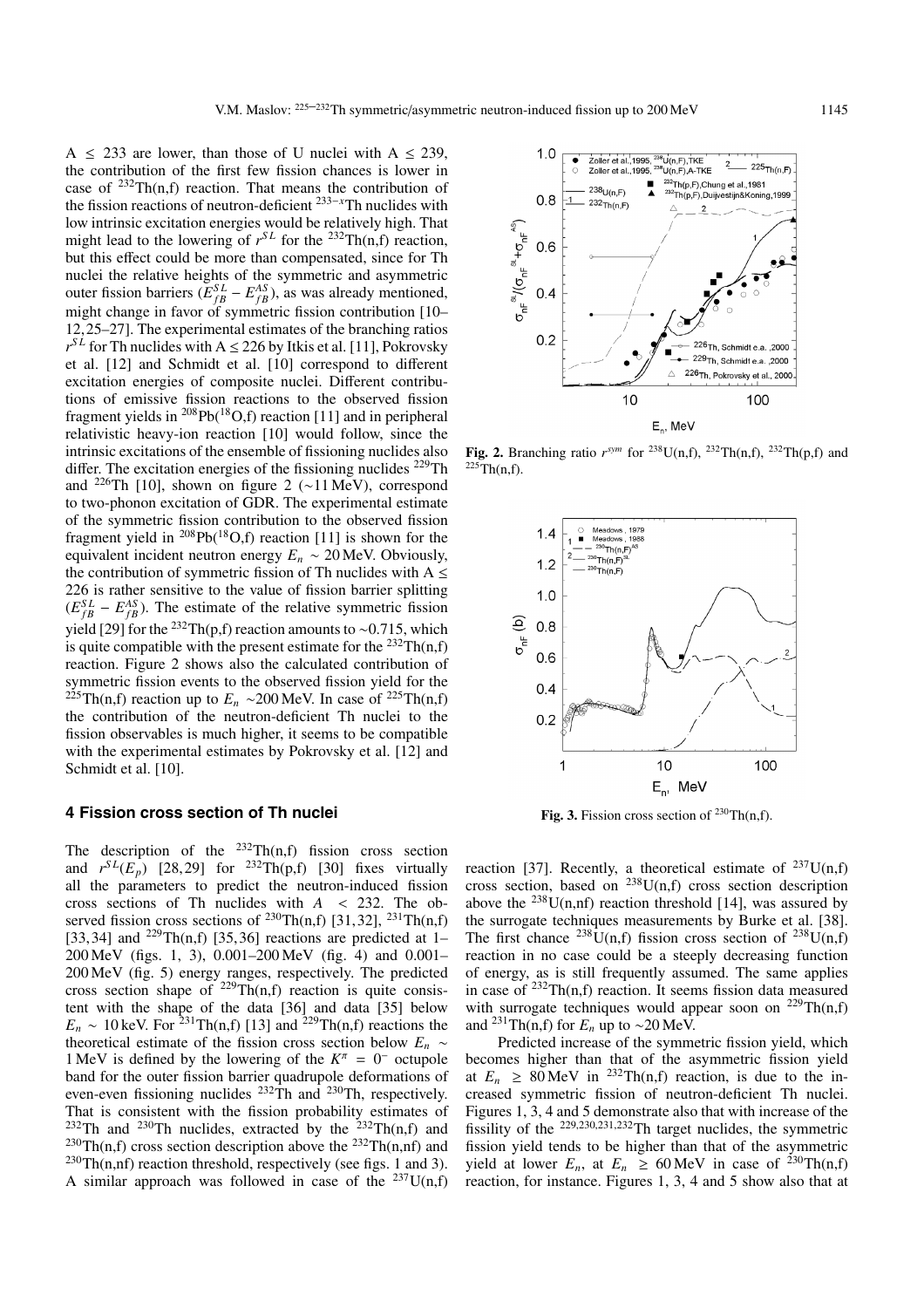A $\leq$ 233 are lower, than those of U nuclei with A $\leq$ 239, the contribution of the first few fission chances is lower in case of $^{232}$Th(n,f) reaction. That means the contribution of the fission reactions of neutron-deficient $^{233-x}$Th nuclides with low intrinsic excitation energies would be relatively high. That might lead to the lowering of $r^{SL}$ for the $^{232}$Th(n,f) reaction, but this effect could be more than compensated, since for Th nuclei the relative heights of the symmetric and asymmetric outer fission barriers ($E_{fB}^{SL} - E_{fB}^{AS}$), as was already mentioned, might change in favor of symmetric fission contribution [10–12,25–27]. The experimental estimates of the branching ratios $r^{SL}$ for Th nuclides with A $\leq$ 226 by Itkis et al. [11], Pokrovsky et al. [12] and Schmidt et al. [10] correspond to different excitation energies of composite nuclei. Different contributions of emissive fission reactions to the observed fission fragment yields in $^{208}$Pb($^{18}$O,f) reaction [11] and in peripheral relativistic heavy-ion reaction [10] would follow, since the intrinsic excitations of the ensemble of fissioning nuclides also differ. The excitation energies of the fissioning nuclides $^{229}$Th and $^{226}$Th [10], shown on figure 2 ($\sim$11 MeV), correspond to two-phonon excitation of GDR. The experimental estimate of the symmetric fission contribution to the observed fission fragment yield in $^{208}$Pb($^{18}$O,f) reaction [11] is shown for the equivalent incident neutron energy $E_n \sim 20$ MeV. Obviously, the contribution of symmetric fission of Th nuclides with A $\leq$ 226 is rather sensitive to the value of fission barrier splitting ($E_{fB}^{SL} - E_{fB}^{AS}$). The estimate of the relative symmetric fission yield [29] for the $^{232}$Th(p,f) reaction amounts to $\sim$0.715, which is quite compatible with the present estimate for the $^{232}$Th(n,f) reaction. Figure 2 shows also the calculated contribution of symmetric fission events to the observed fission yield for the $^{225}$Th(n,f) reaction up to $E_n \sim$200 MeV. In case of $^{225}$Th(n,f) the contribution of the neutron-deficient Th nuclei to the fission observables is much higher, it seems to be compatible with the experimental estimates by Pokrovsky et al. [12] and Schmidt et al. [10].

Fig. 2. Branching ratio $r^{sym}$ for $^{238}$U(n,f), $^{232}$Th(n,f), $^{232}$Th(p,f) and $^{225}$Th(n,f).

Fig. 3. Fission cross section of $^{230}$Th(n,f).

## 4 Fission cross section of Th nuclei

The description of the $^{232}$Th(n,f) fission cross section and $r^{SL}(E_p)$ [28,29] for $^{232}$Th(p,f) [30] fixes virtually all the parameters to predict the neutron-induced fission cross sections of Th nuclides with $A < 232$. The observed fission cross sections of $^{230}$Th(n,f) [31,32], $^{231}$Th(n,f) [33,34] and $^{229}$Th(n,f) [35,36] reactions are predicted at 1–200 MeV (figs. 1, 3), 0.001–200 MeV (fig. 4) and 0.001–200 MeV (fig. 5) energy ranges, respectively. The predicted cross section shape of $^{229}$Th(n,f) reaction is quite consistent with the shape of the data [36] and data [35] below $E_n \sim 10$ keV. For $^{231}$Th(n,f) [13] and $^{229}$Th(n,f) reactions the theoretical estimate of the fission cross section below $E_n \sim$ 1 MeV is defined by the lowering of the $K^\pi = 0^-$ octupole band for the outer fission barrier quadrupole deformations of even-even fissioning nuclides $^{232}$Th and $^{230}$Th, respectively. That is consistent with the fission probability estimates of $^{232}$Th and $^{230}$Th nuclides, extracted by the $^{232}$Th(n,f) and $^{230}$Th(n,f) cross section description above the $^{232}$Th(n,nf) and $^{230}$Th(n,nf) reaction threshold, respectively (see figs. 1 and 3). A similar approach was followed in case of the $^{237}$U(n,f) reaction [37]. Recently, a theoretical estimate of $^{237}$U(n,f) cross section, based on $^{238}$U(n,F) cross section description above the $^{238}$U(n,nf) reaction threshold [14], was assured by the surrogate techniques measurements by Burke et al. [38]. The first chance $^{238}$U(n,f) fission cross section of $^{238}$U(n,f) reaction in no case could be a steeply decreasing function of energy, as is still frequently assumed. The same applies in case of $^{232}$Th(n,f) reaction. It seems fission data measured with surrogate techniques would appear soon on $^{229}$Th(n,f) and $^{231}$Th(n,f) for $E_n$ up to $\sim$20 MeV.

Predicted increase of the symmetric fission yield, which becomes higher than that of the asymmetric fission yield at $E_n \geq 80$ MeV in $^{232}$Th(n,f) reaction, is due to the increased symmetric fission of neutron-deficient Th nuclei. Figures 1, 3, 4 and 5 demonstrate also that with increase of the fissility of the $^{229,230,231,232}$Th target nuclides, the symmetric fission yield tends to be higher than that of the asymmetric yield at lower $E_n$, at $E_n \geq 60$ MeV in case of $^{230}$Th(n,f) reaction, for instance. Figures 1, 3, 4 and 5 show also that at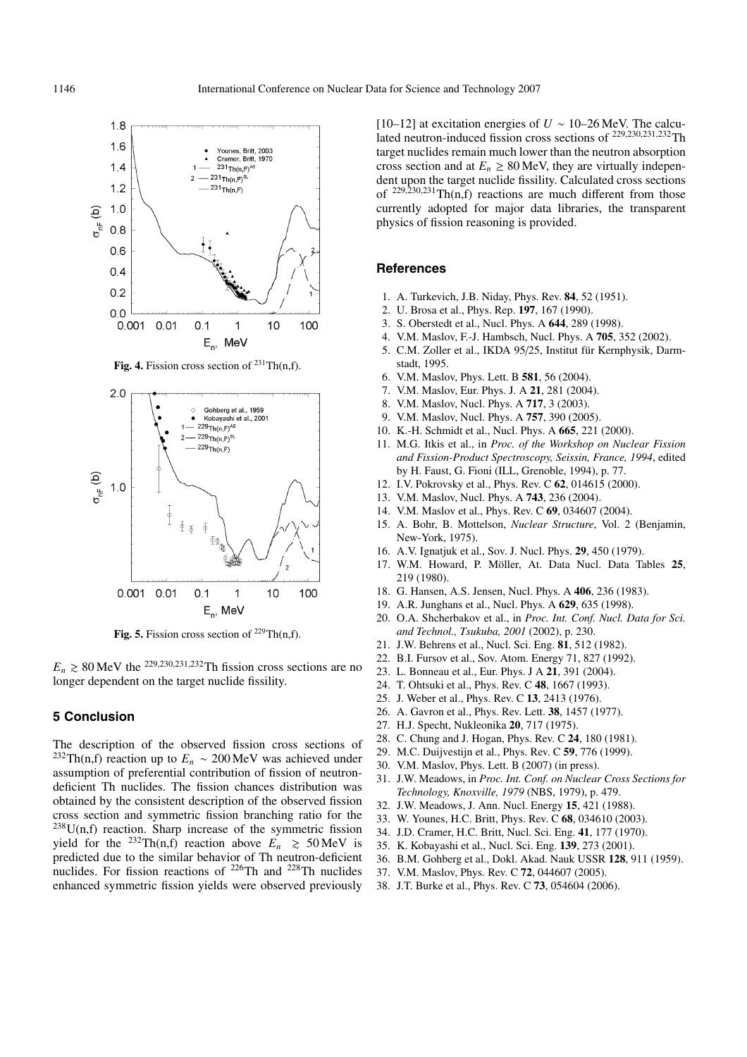1.8
1.6
1.4
1.2
1.0
0.8
0.6
0.4
0.2
0.0
$\sigma_{nF}$ (b)
0.001 0.01 0.1 1 10 100
$E_n$, MeV
Younes, Britt, 2003
Cramer, Britt, 1970
1 — $^{231}$Th(n,F)$^{AS}$
2 — $^{231}$Th(n,F)$^{SL}$
— $^{231}$Th(n,F)
1
2

**Fig. 4.** Fission cross section of $^{231}$Th(n,f).

2.0
1.0
$\sigma_{nF}$ (b)
0.001 0.01 0.1 1 10 100
$E_n$, MeV
Gohberg et al., 1959
Kobayashi et al., 2001
1 — $^{229}$Th(n,F)$^{AS}$
2 — $^{229}$Th(n,F)$^{SL}$
— $^{229}$Th(n,F)
1
2

**Fig. 5.** Fission cross section of $^{229}$Th(n,f).

$E_n \gtrsim 80$ MeV the $^{229,230,231,232}$Th fission cross sections are no longer dependent on the target nuclide fissility.

## 5 Conclusion

The description of the observed fission cross sections of $^{232}$Th(n,f) reaction up to $E_n \sim 200$ MeV was achieved under assumption of preferential contribution of fission of neutron-deficient Th nuclides. The fission chances distribution was obtained by the consistent description of the observed fission cross section and symmetric fission branching ratio for the $^{238}$U(n,f) reaction. Sharp increase of the symmetric fission yield for the $^{232}$Th(n,f) reaction above $E_n \gtrsim 50$ MeV is predicted due to the similar behavior of Th neutron-deficient nuclides. For fission reactions of $^{226}$Th and $^{228}$Th nuclides enhanced symmetric fission yields were observed previously [10–12] at excitation energies of $U \sim 10$–$26$ MeV. The calculated neutron-induced fission cross sections of $^{229,230,231,232}$Th target nuclides remain much lower than the neutron absorption cross section and at $E_n \geq 80$ MeV, they are virtually independent upon the target nuclide fissility. Calculated cross sections of $^{229,230,231}$Th(n,f) reactions are much different from those currently adopted for major data libraries, the transparent physics of fission reasoning is provided.

## References

1. A. Turkevich, J.B. Niday, Phys. Rev. **84**, 52 (1951).
2. U. Brosa et al., Phys. Rep. **197**, 167 (1990).
3. S. Oberstedt et al., Nucl. Phys. A **644**, 289 (1998).
4. V.M. Maslov, F.-J. Hambsch, Nucl. Phys. A **705**, 352 (2002).
5. C.M. Zoller et al., IKDA 95/25, Institut für Kernphysik, Darmstadt, 1995.
6. V.M. Maslov, Phys. Lett. B **581**, 56 (2004).
7. V.M. Maslov, Eur. Phys. J. A **21**, 281 (2004).
8. V.M. Maslov, Nucl. Phys. A **717**, 3 (2003).
9. V.M. Maslov, Nucl. Phys. A **757**, 390 (2005).
10. K.-H. Schmidt et al., Nucl. Phys. A **665**, 221 (2000).
11. M.G. Itkis et al., in *Proc. of the Workshop on Nuclear Fission and Fission-Product Spectroscopy, Seissin, France, 1994*, edited by H. Faust, G. Fioni (ILL, Grenoble, 1994), p. 77.
12. I.V. Pokrovsky et al., Phys. Rev. C **62**, 014615 (2000).
13. V.M. Maslov, Nucl. Phys. A **743**, 236 (2004).
14. V.M. Maslov et al., Phys. Rev. C **69**, 034607 (2004).
15. A. Bohr, B. Mottelson, *Nuclear Structure*, Vol. 2 (Benjamin, New-York, 1975).
16. A.V. Ignatjuk et al., Sov. J. Nucl. Phys. **29**, 450 (1979).
17. W.M. Howard, P. Möller, At. Data Nucl. Data Tables **25**, 219 (1980).
18. G. Hansen, A.S. Jensen, Nucl. Phys. A **406**, 236 (1983).
19. A.R. Junghans et al., Nucl. Phys. A **629**, 635 (1998).
20. O.A. Shcherbakov et al., in *Proc. Int. Conf. Nucl. Data for Sci. and Technol., Tsukuba, 2001* (2002), p. 230.
21. J.W. Behrens et al., Nucl. Sci. Eng. **81**, 512 (1982).
22. B.I. Fursov et al., Sov. Atom. Energy 71, 827 (1992).
23. L. Bonneau et al., Eur. Phys. J A **21**, 391 (2004).
24. T. Ohtsuki et al., Phys. Rev. C **48**, 1667 (1993).
25. J. Weber et al., Phys. Rev. C **13**, 2413 (1976).
26. A. Gavron et al., Phys. Rev. Lett. **38**, 1457 (1977).
27. H.J. Specht, Nukleonika **20**, 717 (1975).
28. C. Chung and J. Hogan, Phys. Rev. C **24**, 180 (1981).
29. M.C. Duijvestijn et al., Phys. Rev. C **59**, 776 (1999).
30. V.M. Maslov, Phys. Lett. B (2007) (in press).
31. J.W. Meadows, in *Proc. Int. Conf. on Nuclear Cross Sections for Technology, Knoxville, 1979* (NBS, 1979), p. 479.
32. J.W. Meadows, J. Ann. Nucl. Energy **15**, 421 (1988).
33. W. Younes, H.C. Britt, Phys. Rev. C **68**, 034610 (2003).
34. J.D. Cramer, H.C. Britt, Nucl. Sci. Eng. **41**, 177 (1970).
35. K. Kobayashi et al., Nucl. Sci. Eng. **139**, 273 (2001).
36. B.M. Gohberg et al., Dokl. Akad. Nauk USSR **128**, 911 (1959).
37. V.M. Maslov, Phys. Rev. C **72**, 044607 (2005).
38. J.T. Burke et al., Phys. Rev. C **73**, 054604 (2006).